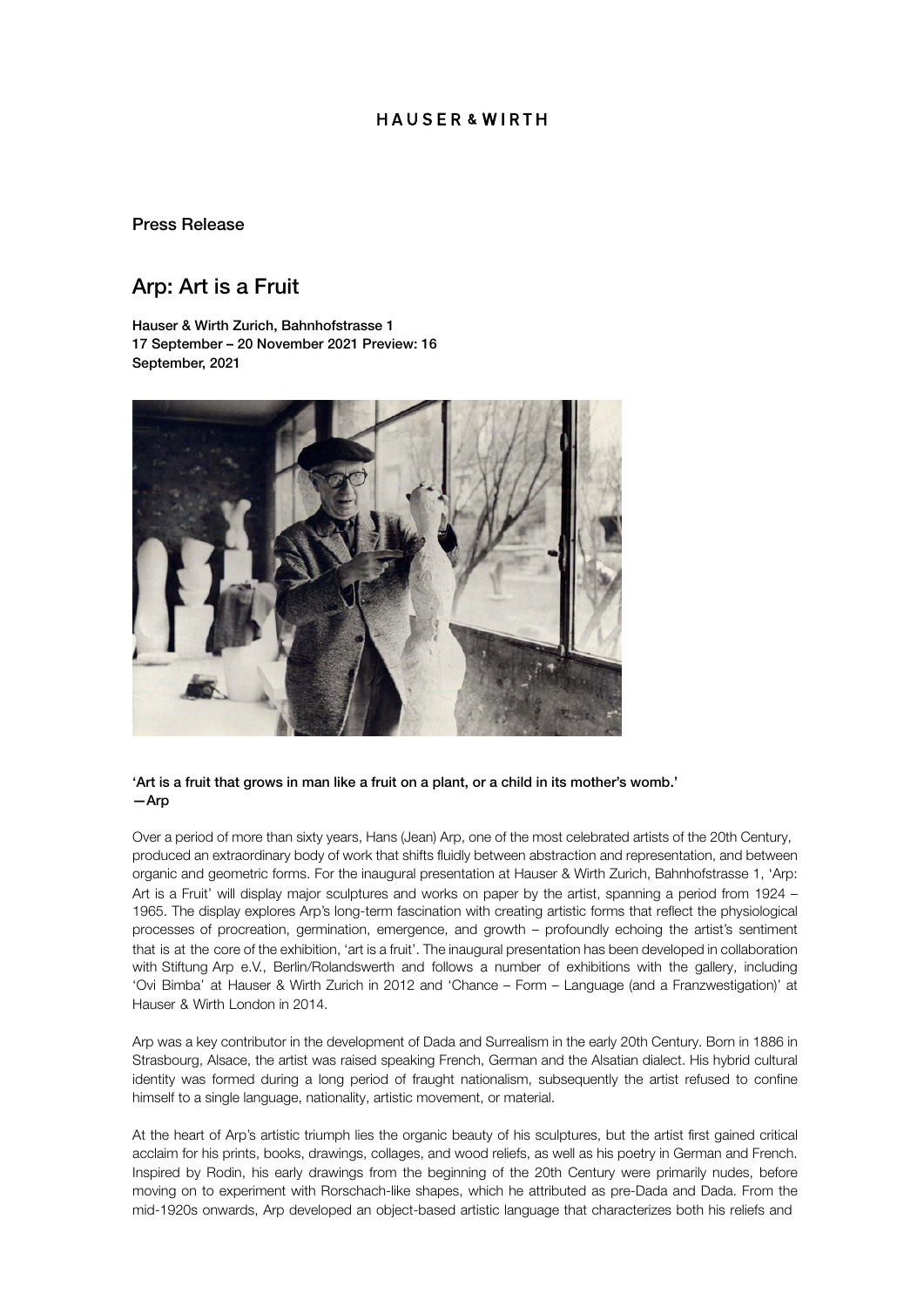HAUSER & WIRTH

Press Release

# Arp: Art is a Fruit

**Hauser & Wirth Zurich, Bahnhofstrasse 1**
**17 September – 20 November 2021 Preview: 16 September, 2021**

**'Art is a fruit that grows in man like a fruit on a plant, or a child in its mother's womb.'**
**—Arp**

Over a period of more than sixty years, Hans (Jean) Arp, one of the most celebrated artists of the 20th Century, produced an extraordinary body of work that shifts fluidly between abstraction and representation, and between organic and geometric forms. For the inaugural presentation at Hauser & Wirth Zurich, Bahnhofstrasse 1, 'Arp: Art is a Fruit' will display major sculptures and works on paper by the artist, spanning a period from 1924 – 1965. The display explores Arp's long-term fascination with creating artistic forms that reflect the physiological processes of procreation, germination, emergence, and growth – profoundly echoing the artist's sentiment that is at the core of the exhibition, 'art is a fruit'. The inaugural presentation has been developed in collaboration with Stiftung Arp e.V., Berlin/Rolandswerth and follows a number of exhibitions with the gallery, including 'Ovi Bimba' at Hauser & Wirth Zurich in 2012 and 'Chance – Form – Language (and a Franzwestigation)' at Hauser & Wirth London in 2014.

Arp was a key contributor in the development of Dada and Surrealism in the early 20th Century. Born in 1886 in Strasbourg, Alsace, the artist was raised speaking French, German and the Alsatian dialect. His hybrid cultural identity was formed during a long period of fraught nationalism, subsequently the artist refused to confine himself to a single language, nationality, artistic movement, or material.

At the heart of Arp's artistic triumph lies the organic beauty of his sculptures, but the artist first gained critical acclaim for his prints, books, drawings, collages, and wood reliefs, as well as his poetry in German and French. Inspired by Rodin, his early drawings from the beginning of the 20th Century were primarily nudes, before moving on to experiment with Rorschach-like shapes, which he attributed as pre-Dada and Dada. From the mid-1920s onwards, Arp developed an object-based artistic language that characterizes both his reliefs and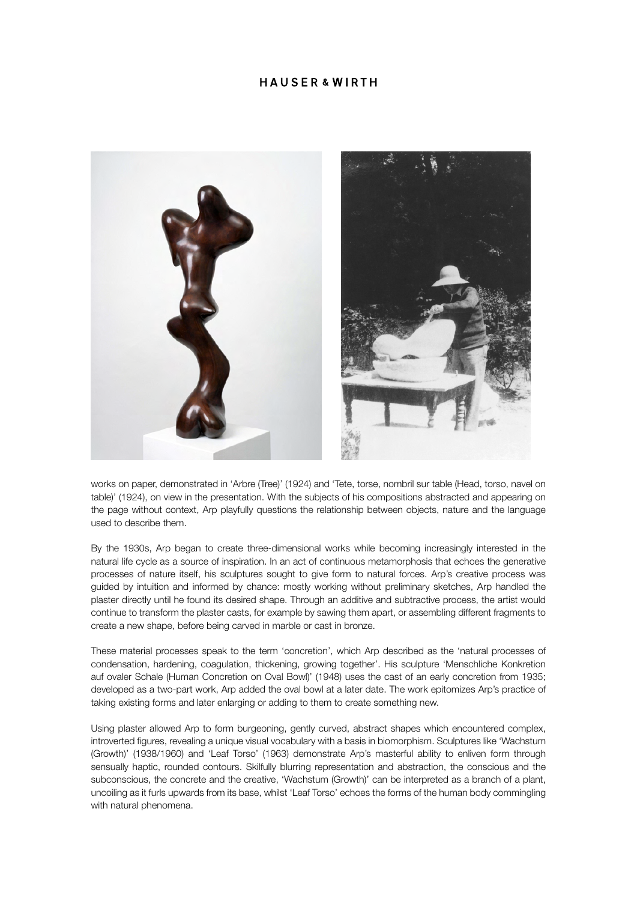works on paper, demonstrated in 'Arbre (Tree)' (1924) and 'Tete, torse, nombril sur table (Head, torso, navel on table)' (1924), on view in the presentation. With the subjects of his compositions abstracted and appearing on the page without context, Arp playfully questions the relationship between objects, nature and the language used to describe them.

By the 1930s, Arp began to create three-dimensional works while becoming increasingly interested in the natural life cycle as a source of inspiration. In an act of continuous metamorphosis that echoes the generative processes of nature itself, his sculptures sought to give form to natural forces. Arp's creative process was guided by intuition and informed by chance: mostly working without preliminary sketches, Arp handled the plaster directly until he found its desired shape. Through an additive and subtractive process, the artist would continue to transform the plaster casts, for example by sawing them apart, or assembling different fragments to create a new shape, before being carved in marble or cast in bronze.

These material processes speak to the term 'concretion', which Arp described as the 'natural processes of condensation, hardening, coagulation, thickening, growing together'. His sculpture 'Menschliche Konkretion auf ovaler Schale (Human Concretion on Oval Bowl)' (1948) uses the cast of an early concretion from 1935; developed as a two-part work, Arp added the oval bowl at a later date. The work epitomizes Arp's practice of taking existing forms and later enlarging or adding to them to create something new.

Using plaster allowed Arp to form burgeoning, gently curved, abstract shapes which encountered complex, introverted figures, revealing a unique visual vocabulary with a basis in biomorphism. Sculptures like 'Wachstum (Growth)' (1938/1960) and 'Leaf Torso' (1963) demonstrate Arp's masterful ability to enliven form through sensually haptic, rounded contours. Skilfully blurring representation and abstraction, the conscious and the subconscious, the concrete and the creative, 'Wachstum (Growth)' can be interpreted as a branch of a plant, uncoiling as it furls upwards from its base, whilst 'Leaf Torso' echoes the forms of the human body commingling with natural phenomena.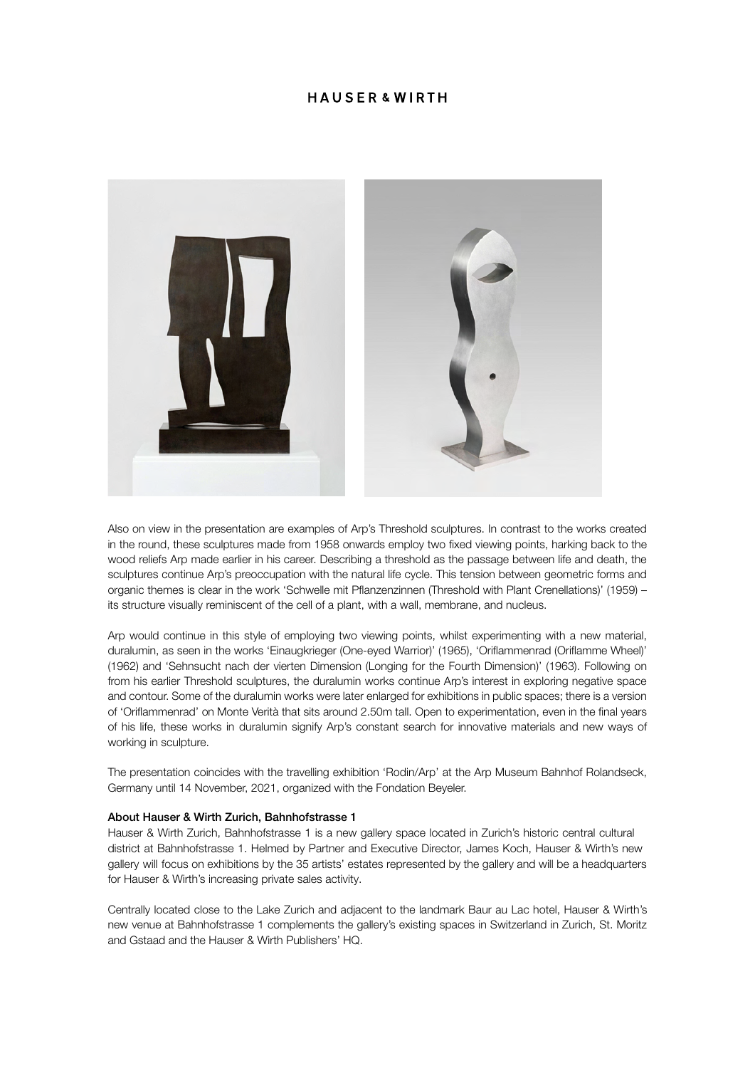Also on view in the presentation are examples of Arp's Threshold sculptures. In contrast to the works created in the round, these sculptures made from 1958 onwards employ two fixed viewing points, harking back to the wood reliefs Arp made earlier in his career. Describing a threshold as the passage between life and death, the sculptures continue Arp's preoccupation with the natural life cycle. This tension between geometric forms and organic themes is clear in the work 'Schwelle mit Pflanzenzinnen (Threshold with Plant Crenellations)' (1959) – its structure visually reminiscent of the cell of a plant, with a wall, membrane, and nucleus.

Arp would continue in this style of employing two viewing points, whilst experimenting with a new material, duralumin, as seen in the works 'Einaugkrieger (One-eyed Warrior)' (1965), 'Oriflammenrad (Oriflamme Wheel)' (1962) and 'Sehnsucht nach der vierten Dimension (Longing for the Fourth Dimension)' (1963). Following on from his earlier Threshold sculptures, the duralumin works continue Arp's interest in exploring negative space and contour. Some of the duralumin works were later enlarged for exhibitions in public spaces; there is a version of 'Oriflammenrad' on Monte Verità that sits around 2.50m tall. Open to experimentation, even in the final years of his life, these works in duralumin signify Arp's constant search for innovative materials and new ways of working in sculpture.

The presentation coincides with the travelling exhibition 'Rodin/Arp' at the Arp Museum Bahnhof Rolandseck, Germany until 14 November, 2021, organized with the Fondation Beyeler.

**About Hauser & Wirth Zurich, Bahnhofstrasse 1**

Hauser & Wirth Zurich, Bahnhofstrasse 1 is a new gallery space located in Zurich's historic central cultural district at Bahnhofstrasse 1. Helmed by Partner and Executive Director, James Koch, Hauser & Wirth's new gallery will focus on exhibitions by the 35 artists' estates represented by the gallery and will be a headquarters for Hauser & Wirth's increasing private sales activity.

Centrally located close to the Lake Zurich and adjacent to the landmark Baur au Lac hotel, Hauser & Wirth's new venue at Bahnhofstrasse 1 complements the gallery's existing spaces in Switzerland in Zurich, St. Moritz and Gstaad and the Hauser & Wirth Publishers' HQ.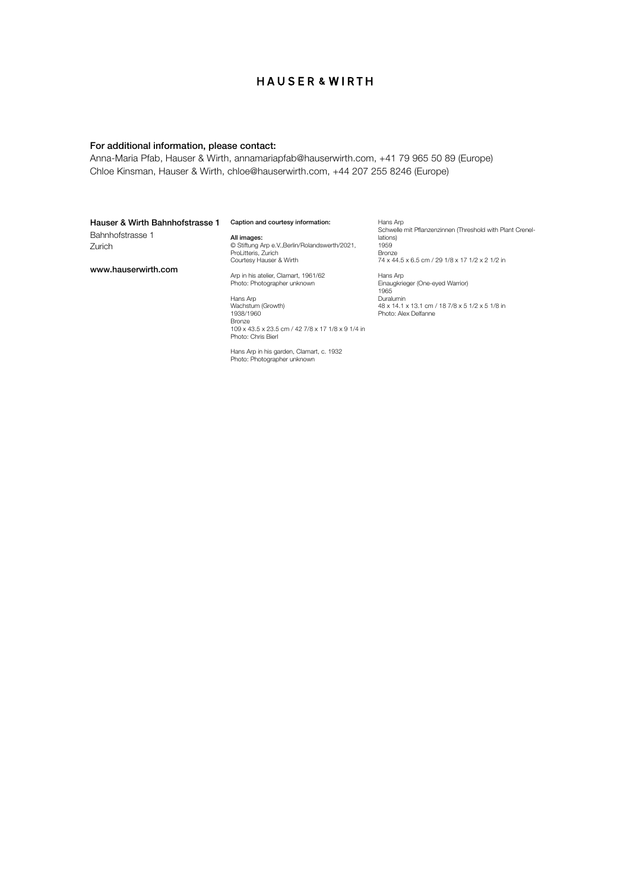# HAUSER & WIRTH

**For additional information, please contact:**
Anna-Maria Pfab, Hauser & Wirth, annamariapfab@hauserwirth.com, +41 79 965 50 89 (Europe)
Chloe Kinsman, Hauser & Wirth, chloe@hauserwirth.com, +44 207 255 8246 (Europe)

**Hauser & Wirth Bahnhofstrasse 1**
Bahnhofstrasse 1
Zurich

**www.hauserwirth.com**

**Caption and courtesy information:**

**All images:**
© Stiftung Arp e.V.,Berlin/Rolandswerth/2021,
ProLitteris, Zurich
Courtesy Hauser & Wirth

Arp in his atelier, Clamart, 1961/62
Photo: Photographer unknown

Hans Arp
Wachstum (Growth)
1938/1960
Bronze
109 x 43.5 x 23.5 cm / 42 7/8 x 17 1/8 x 9 1/4 in
Photo: Chris Bierl

Hans Arp in his garden, Clamart, c. 1932
Photo: Photographer unknown

Hans Arp
Schwelle mit Pflanzenzinnen (Threshold with Plant Crenellations)
1959
Bronze
74 x 44.5 x 6.5 cm / 29 1/8 x 17 1/2 x 2 1/2 in

Hans Arp
Einaugkrieger (One-eyed Warrior)
1965
Duralumin
48 x 14.1 x 13.1 cm / 18 7/8 x 5 1/2 x 5 1/8 in
Photo: Alex Delfanne